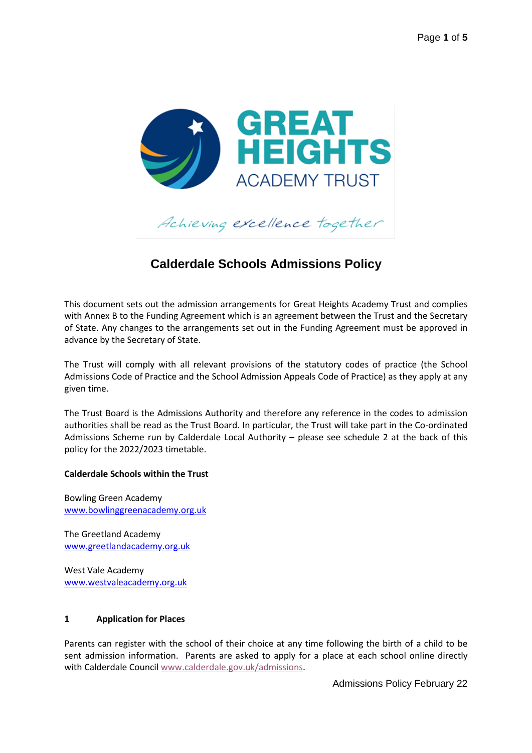# Calderdale Schools Admissions Policy

This document sets out the admission arrangements for Great Heights Academy Trust and complies with Annex B to the Funding Agreement which is an agreement between the Trust and the Secretary of State. Any changes to the arrangements set out in the Funding Agreement must be approved in advance by the Secretary of State.

The Trust will comply with all relevant provisions of the statutory codes of practice (the School Admissions Code of Practice and the School Admission Appeals Code of Practice) as they apply at any given time.

The Trust Board is the Admissions Authority and therefore any reference in the codes to admission authorities shall be read as the Trust Board. In particular, the Trust will take part in the Co-ordinated Admissions Scheme run by Calderdale Local Authority – please see schedule 2 at the back of this policy for the 2022/2023 timetable.

**Calderdale Schools within the Trust**

Bowling Green Academy
www.bowlinggreenacademy.org.uk

The Greetland Academy
www.greetlandacademy.org.uk

West Vale Academy
www.westvaleacademy.org.uk

## 1 Application for Places

Parents can register with the school of their choice at any time following the birth of a child to be sent admission information. Parents are asked to apply for a place at each school online directly with Calderdale Council www.calderdale.gov.uk/admissions.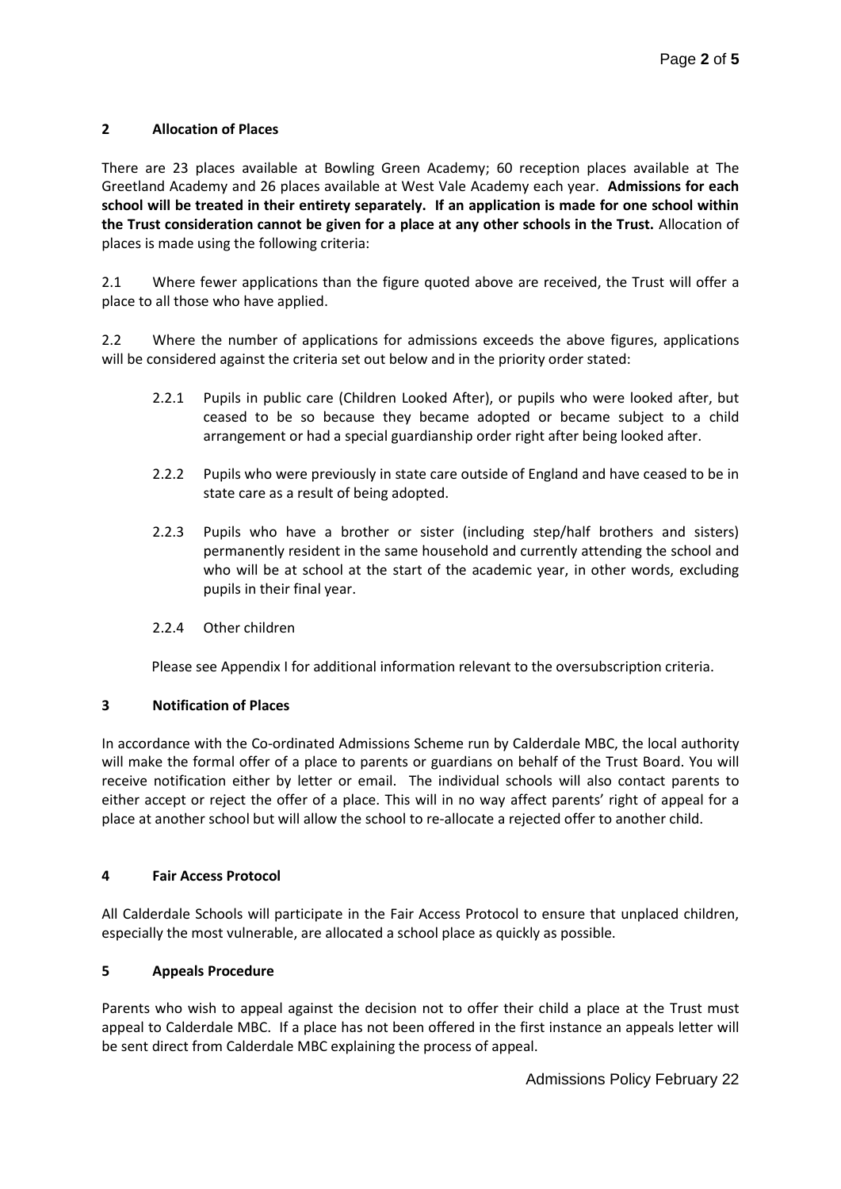## 2 Allocation of Places

There are 23 places available at Bowling Green Academy; 60 reception places available at The Greetland Academy and 26 places available at West Vale Academy each year. **Admissions for each school will be treated in their entirety separately. If an application is made for one school within the Trust consideration cannot be given for a place at any other schools in the Trust.** Allocation of places is made using the following criteria:

2.1 Where fewer applications than the figure quoted above are received, the Trust will offer a place to all those who have applied.

2.2 Where the number of applications for admissions exceeds the above figures, applications will be considered against the criteria set out below and in the priority order stated:

- 2.2.1 Pupils in public care (Children Looked After), or pupils who were looked after, but ceased to be so because they became adopted or became subject to a child arrangement or had a special guardianship order right after being looked after.
- 2.2.2 Pupils who were previously in state care outside of England and have ceased to be in state care as a result of being adopted.
- 2.2.3 Pupils who have a brother or sister (including step/half brothers and sisters) permanently resident in the same household and currently attending the school and who will be at school at the start of the academic year, in other words, excluding pupils in their final year.
- 2.2.4 Other children

Please see Appendix I for additional information relevant to the oversubscription criteria.

## 3 Notification of Places

In accordance with the Co-ordinated Admissions Scheme run by Calderdale MBC, the local authority will make the formal offer of a place to parents or guardians on behalf of the Trust Board. You will receive notification either by letter or email. The individual schools will also contact parents to either accept or reject the offer of a place. This will in no way affect parents' right of appeal for a place at another school but will allow the school to re-allocate a rejected offer to another child.

## 4 Fair Access Protocol

All Calderdale Schools will participate in the Fair Access Protocol to ensure that unplaced children, especially the most vulnerable, are allocated a school place as quickly as possible.

## 5 Appeals Procedure

Parents who wish to appeal against the decision not to offer their child a place at the Trust must appeal to Calderdale MBC. If a place has not been offered in the first instance an appeals letter will be sent direct from Calderdale MBC explaining the process of appeal.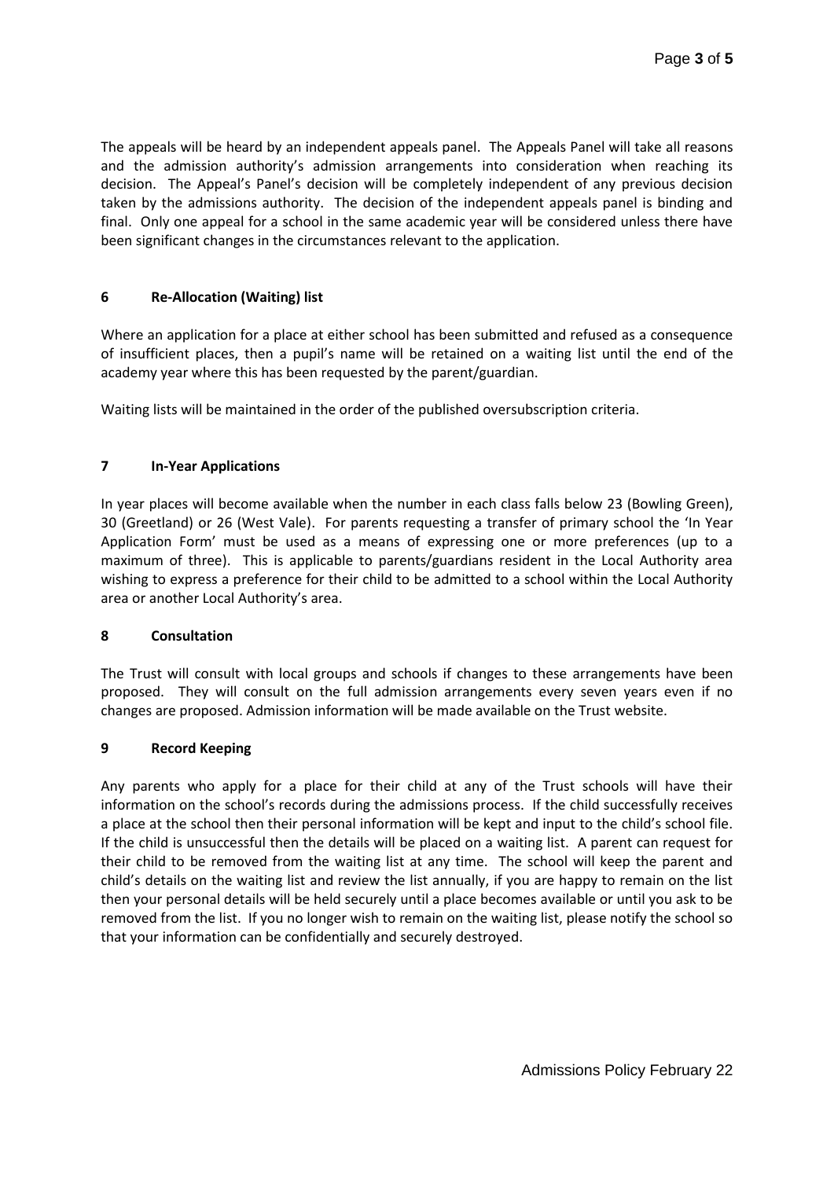The appeals will be heard by an independent appeals panel. The Appeals Panel will take all reasons and the admission authority's admission arrangements into consideration when reaching its decision. The Appeal's Panel's decision will be completely independent of any previous decision taken by the admissions authority. The decision of the independent appeals panel is binding and final. Only one appeal for a school in the same academic year will be considered unless there have been significant changes in the circumstances relevant to the application.

## 6 Re-Allocation (Waiting) list

Where an application for a place at either school has been submitted and refused as a consequence of insufficient places, then a pupil's name will be retained on a waiting list until the end of the academy year where this has been requested by the parent/guardian.

Waiting lists will be maintained in the order of the published oversubscription criteria.

## 7 In-Year Applications

In year places will become available when the number in each class falls below 23 (Bowling Green), 30 (Greetland) or 26 (West Vale). For parents requesting a transfer of primary school the 'In Year Application Form' must be used as a means of expressing one or more preferences (up to a maximum of three). This is applicable to parents/guardians resident in the Local Authority area wishing to express a preference for their child to be admitted to a school within the Local Authority area or another Local Authority's area.

## 8 Consultation

The Trust will consult with local groups and schools if changes to these arrangements have been proposed. They will consult on the full admission arrangements every seven years even if no changes are proposed. Admission information will be made available on the Trust website.

## 9 Record Keeping

Any parents who apply for a place for their child at any of the Trust schools will have their information on the school's records during the admissions process. If the child successfully receives a place at the school then their personal information will be kept and input to the child's school file. If the child is unsuccessful then the details will be placed on a waiting list. A parent can request for their child to be removed from the waiting list at any time. The school will keep the parent and child's details on the waiting list and review the list annually, if you are happy to remain on the list then your personal details will be held securely until a place becomes available or until you ask to be removed from the list. If you no longer wish to remain on the waiting list, please notify the school so that your information can be confidentially and securely destroyed.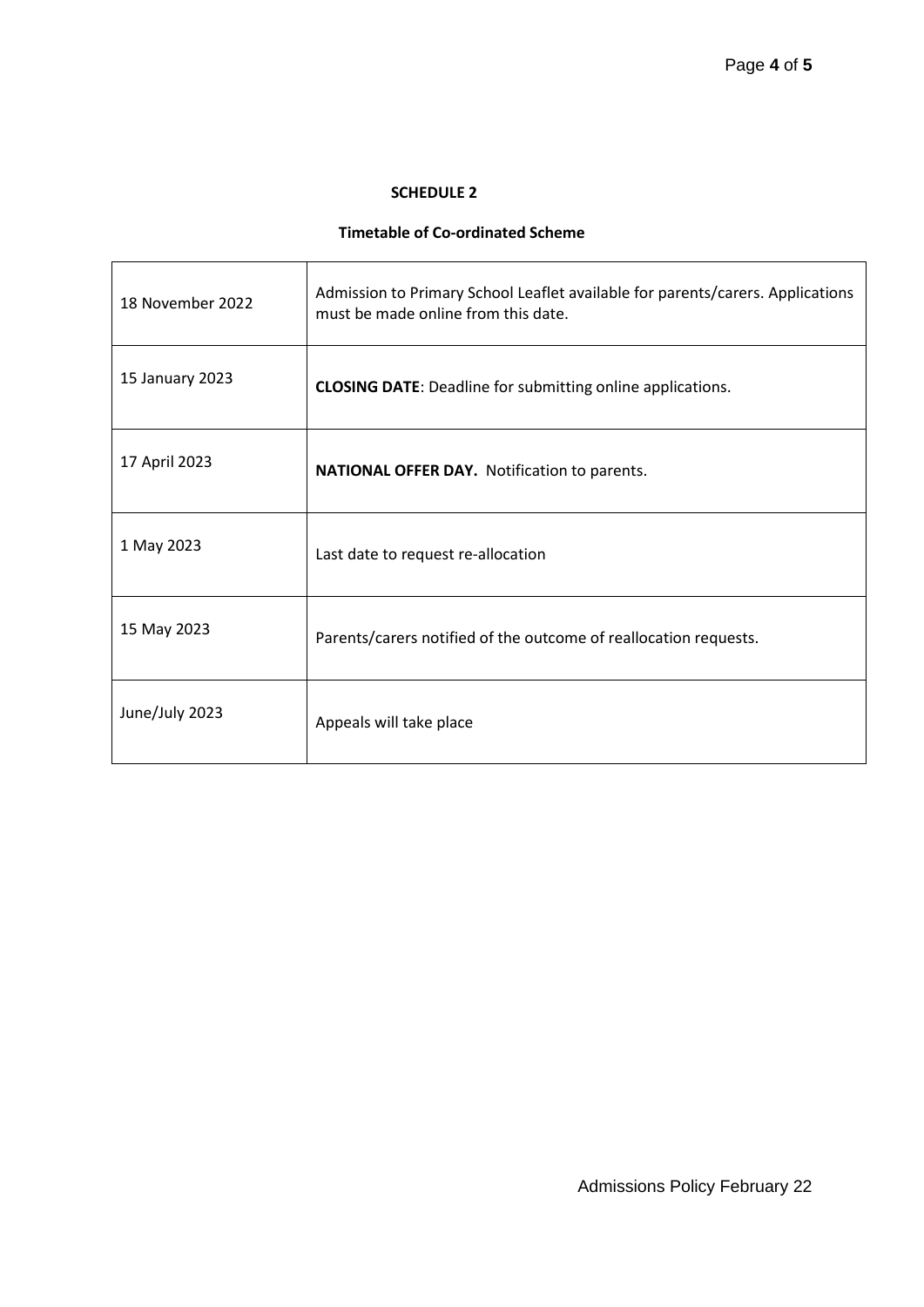**SCHEDULE 2**

**Timetable of Co-ordinated Scheme**

| | |
|---|---|
| 18 November 2022 | Admission to Primary School Leaflet available for parents/carers. Applications must be made online from this date. |
| 15 January 2023 | **CLOSING DATE**: Deadline for submitting online applications. |
| 17 April 2023 | **NATIONAL OFFER DAY.** Notification to parents. |
| 1 May 2023 | Last date to request re-allocation |
| 15 May 2023 | Parents/carers notified of the outcome of reallocation requests. |
| June/July 2023 | Appeals will take place |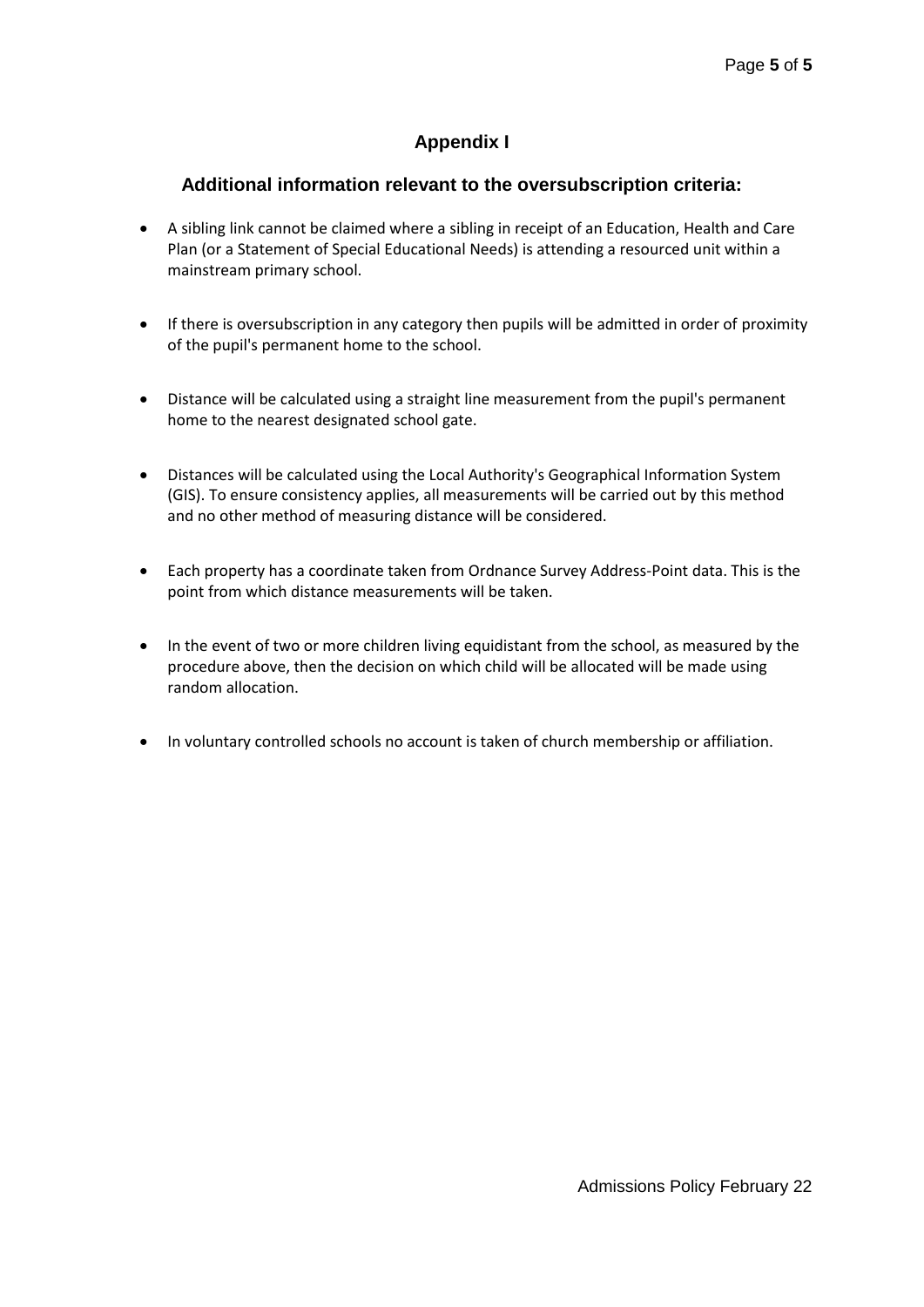## Appendix I

### Additional information relevant to the oversubscription criteria:

- A sibling link cannot be claimed where a sibling in receipt of an Education, Health and Care Plan (or a Statement of Special Educational Needs) is attending a resourced unit within a mainstream primary school.
- If there is oversubscription in any category then pupils will be admitted in order of proximity of the pupil's permanent home to the school.
- Distance will be calculated using a straight line measurement from the pupil's permanent home to the nearest designated school gate.
- Distances will be calculated using the Local Authority's Geographical Information System (GIS). To ensure consistency applies, all measurements will be carried out by this method and no other method of measuring distance will be considered.
- Each property has a coordinate taken from Ordnance Survey Address-Point data. This is the point from which distance measurements will be taken.
- In the event of two or more children living equidistant from the school, as measured by the procedure above, then the decision on which child will be allocated will be made using random allocation.
- In voluntary controlled schools no account is taken of church membership or affiliation.